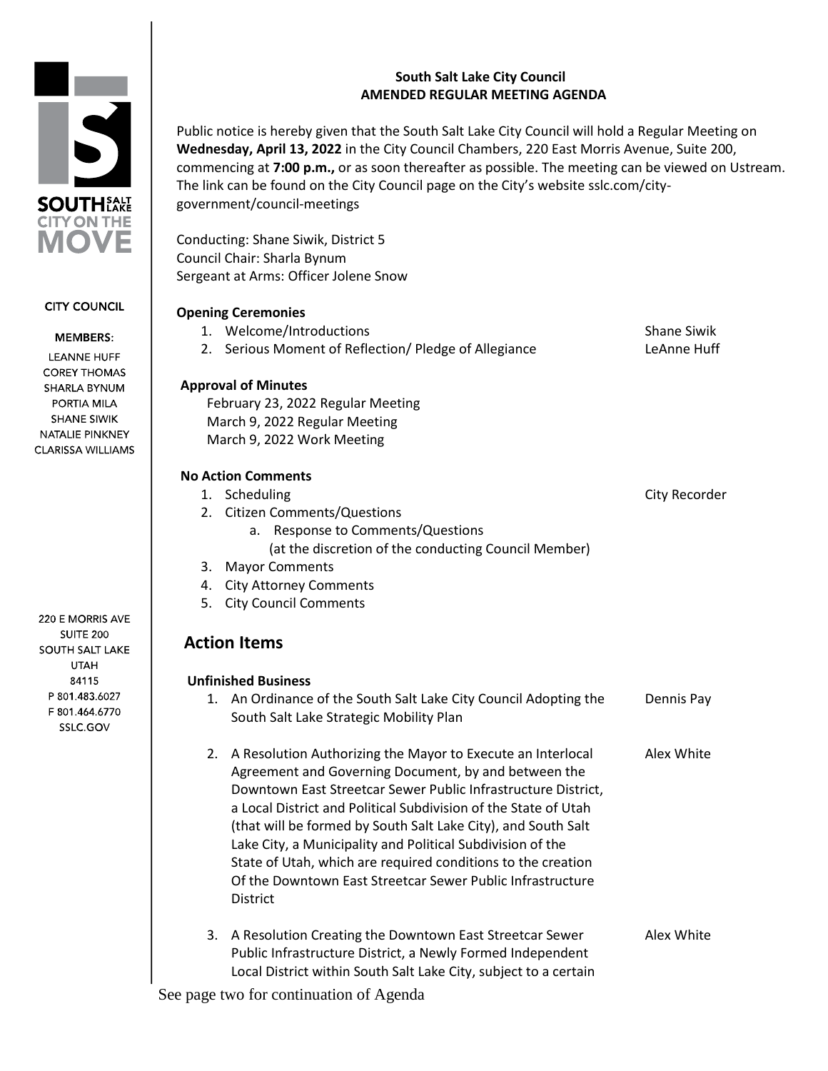SOUTH SALT LAKE
CITY ON THE MOVE

CITY COUNCIL

MEMBERS:
LEANNE HUFF
COREY THOMAS
SHARLA BYNUM
PORTIA MILA
SHANE SIWIK
NATALIE PINKNEY
CLARISSA WILLIAMS

220 E MORRIS AVE
SUITE 200
SOUTH SALT LAKE
UTAH
84115
P 801.483.6027
F 801.464.6770
SSLC.GOV

**South Salt Lake City Council**
**AMENDED REGULAR MEETING AGENDA**

Public notice is hereby given that the South Salt Lake City Council will hold a Regular Meeting on **Wednesday, April 13, 2022** in the City Council Chambers, 220 East Morris Avenue, Suite 200, commencing at **7:00 p.m.,** or as soon thereafter as possible. The meeting can be viewed on Ustream. The link can be found on the City Council page on the City's website sslc.com/city-government/council-meetings

Conducting: Shane Siwik, District 5
Council Chair: Sharla Bynum
Sergeant at Arms: Officer Jolene Snow

**Opening Ceremonies**

1. Welcome/Introductions — Shane Siwik
2. Serious Moment of Reflection/ Pledge of Allegiance — LeAnne Huff

**Approval of Minutes**

February 23, 2022 Regular Meeting
March 9, 2022 Regular Meeting
March 9, 2022 Work Meeting

**No Action Comments**

1. Scheduling — City Recorder
2. Citizen Comments/Questions
   a. Response to Comments/Questions
      (at the discretion of the conducting Council Member)
3. Mayor Comments
4. City Attorney Comments
5. City Council Comments

## Action Items

**Unfinished Business**

1. An Ordinance of the South Salt Lake City Council Adopting the South Salt Lake Strategic Mobility Plan — Dennis Pay

2. A Resolution Authorizing the Mayor to Execute an Interlocal Agreement and Governing Document, by and between the Downtown East Streetcar Sewer Public Infrastructure District, a Local District and Political Subdivision of the State of Utah (that will be formed by South Salt Lake City), and South Salt Lake City, a Municipality and Political Subdivision of the State of Utah, which are required conditions to the creation Of the Downtown East Streetcar Sewer Public Infrastructure District — Alex White

3. A Resolution Creating the Downtown East Streetcar Sewer Public Infrastructure District, a Newly Formed Independent Local District within South Salt Lake City, subject to a certain — Alex White

See page two for continuation of Agenda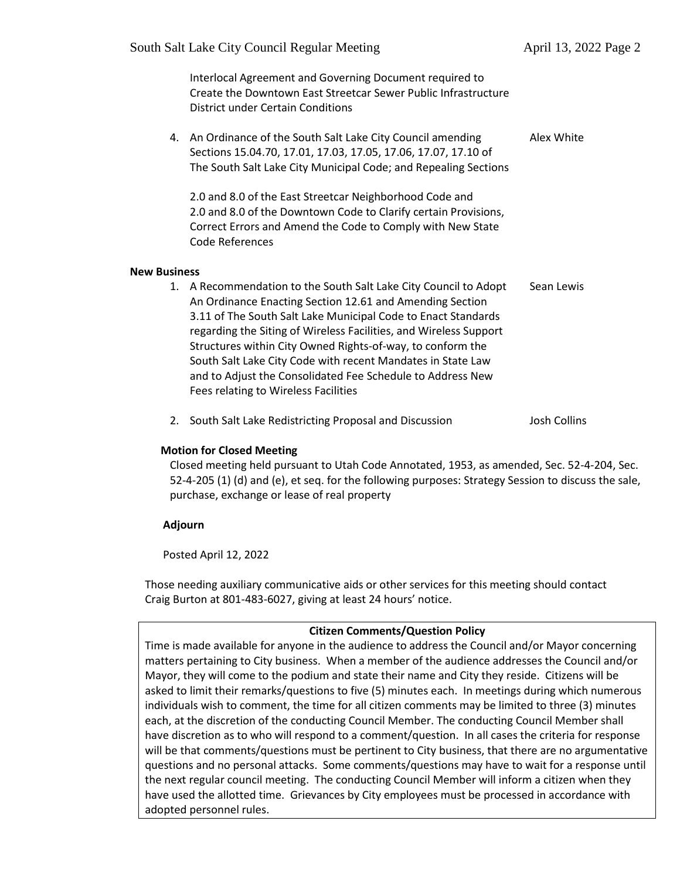Interlocal Agreement and Governing Document required to Create the Downtown East Streetcar Sewer Public Infrastructure District under Certain Conditions

4. An Ordinance of the South Salt Lake City Council amending Sections 15.04.70, 17.01, 17.03, 17.05, 17.06, 17.07, 17.10 of The South Salt Lake City Municipal Code; and Repealing Sections 2.0 and 8.0 of the East Streetcar Neighborhood Code and 2.0 and 8.0 of the Downtown Code to Clarify certain Provisions, Correct Errors and Amend the Code to Comply with New State Code References — Alex White

**New Business**

1. A Recommendation to the South Salt Lake City Council to Adopt An Ordinance Enacting Section 12.61 and Amending Section 3.11 of The South Salt Lake Municipal Code to Enact Standards regarding the Siting of Wireless Facilities, and Wireless Support Structures within City Owned Rights-of-way, to conform the South Salt Lake City Code with recent Mandates in State Law and to Adjust the Consolidated Fee Schedule to Address New Fees relating to Wireless Facilities — Sean Lewis

2. South Salt Lake Redistricting Proposal and Discussion — Josh Collins

**Motion for Closed Meeting**

Closed meeting held pursuant to Utah Code Annotated, 1953, as amended, Sec. 52-4-204, Sec. 52-4-205 (1) (d) and (e), et seq. for the following purposes: Strategy Session to discuss the sale, purchase, exchange or lease of real property

**Adjourn**

Posted April 12, 2022

Those needing auxiliary communicative aids or other services for this meeting should contact Craig Burton at 801-483-6027, giving at least 24 hours' notice.

**Citizen Comments/Question Policy**

Time is made available for anyone in the audience to address the Council and/or Mayor concerning matters pertaining to City business. When a member of the audience addresses the Council and/or Mayor, they will come to the podium and state their name and City they reside. Citizens will be asked to limit their remarks/questions to five (5) minutes each. In meetings during which numerous individuals wish to comment, the time for all citizen comments may be limited to three (3) minutes each, at the discretion of the conducting Council Member. The conducting Council Member shall have discretion as to who will respond to a comment/question. In all cases the criteria for response will be that comments/questions must be pertinent to City business, that there are no argumentative questions and no personal attacks. Some comments/questions may have to wait for a response until the next regular council meeting. The conducting Council Member will inform a citizen when they have used the allotted time. Grievances by City employees must be processed in accordance with adopted personnel rules.